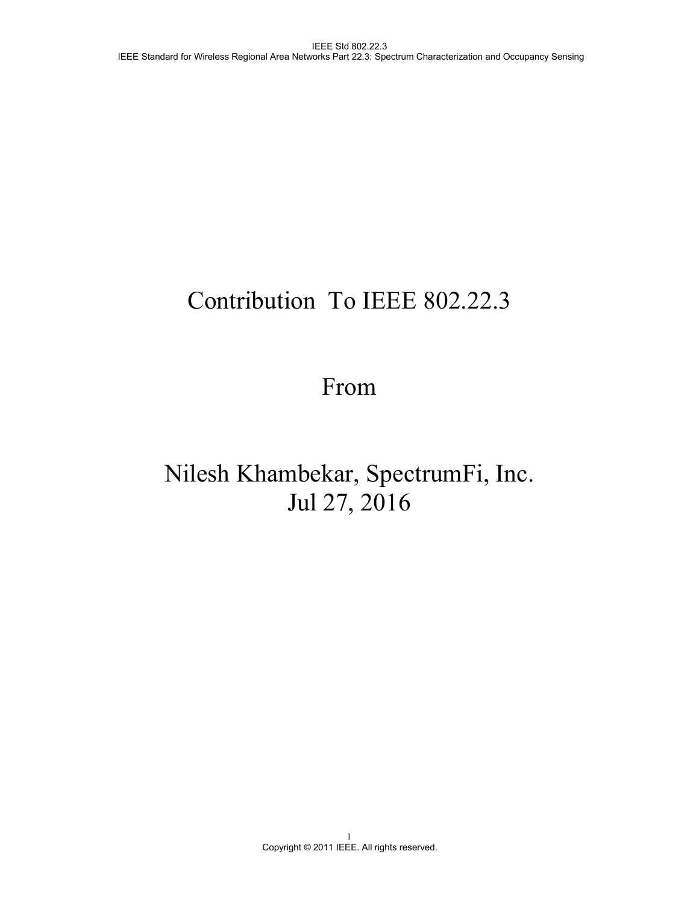# Contribution To IEEE 802.22.3

From

Nilesh Khambekar, SpectrumFi, Inc.
Jul 27, 2016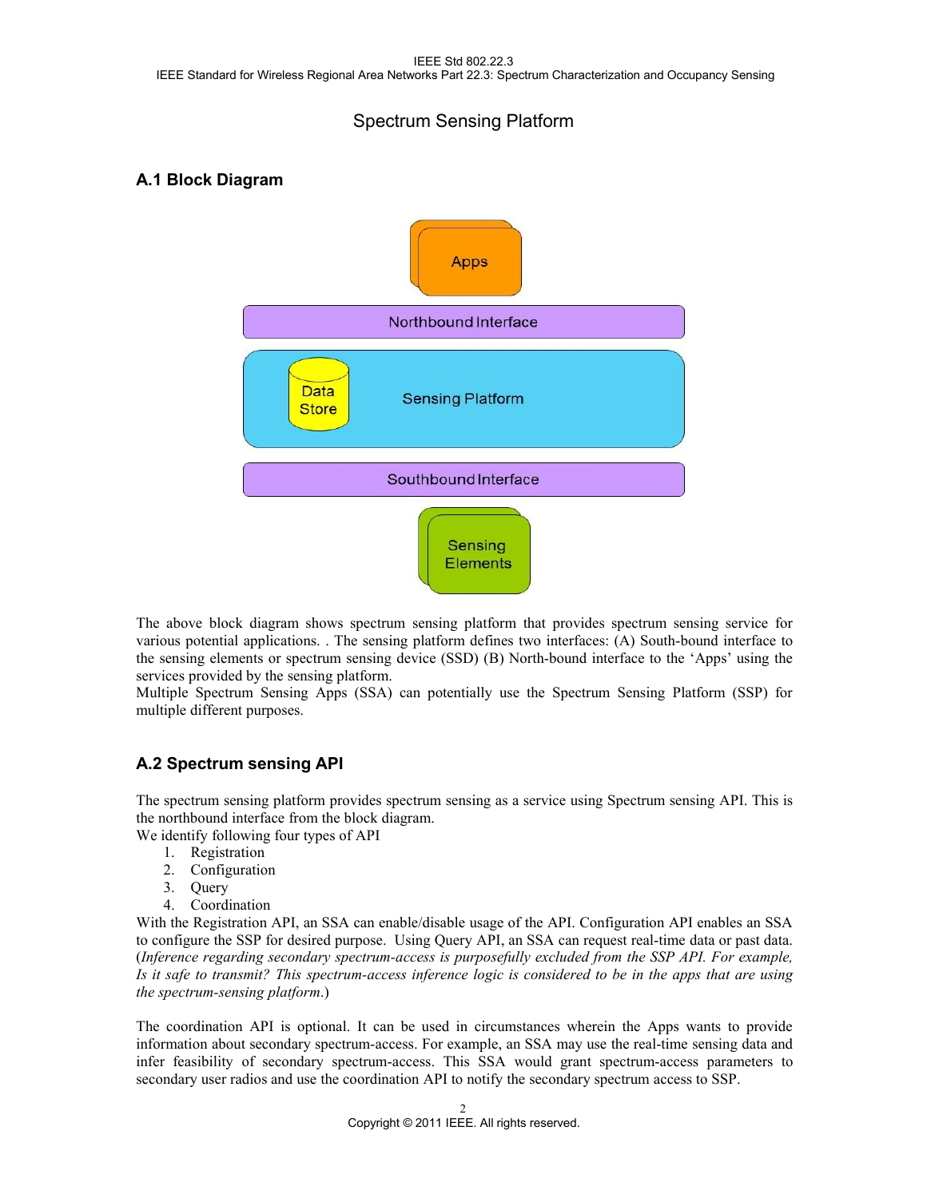# Spectrum Sensing Platform

## A.1 Block Diagram

The above block diagram shows spectrum sensing platform that provides spectrum sensing service for various potential applications. . The sensing platform defines two interfaces: (A) South-bound interface to the sensing elements or spectrum sensing device (SSD) (B) North-bound interface to the 'Apps' using the services provided by the sensing platform.
Multiple Spectrum Sensing Apps (SSA) can potentially use the Spectrum Sensing Platform (SSP) for multiple different purposes.

## A.2 Spectrum sensing API

The spectrum sensing platform provides spectrum sensing as a service using Spectrum sensing API. This is the northbound interface from the block diagram.
We identify following four types of API

1. Registration
2. Configuration
3. Query
4. Coordination

With the Registration API, an SSA can enable/disable usage of the API. Configuration API enables an SSA to configure the SSP for desired purpose. Using Query API, an SSA can request real-time data or past data. (*Inference regarding secondary spectrum-access is purposefully excluded from the SSP API. For example, Is it safe to transmit? This spectrum-access inference logic is considered to be in the apps that are using the spectrum-sensing platform*.)

The coordination API is optional. It can be used in circumstances wherein the Apps wants to provide information about secondary spectrum-access. For example, an SSA may use the real-time sensing data and infer feasibility of secondary spectrum-access. This SSA would grant spectrum-access parameters to secondary user radios and use the coordination API to notify the secondary spectrum access to SSP.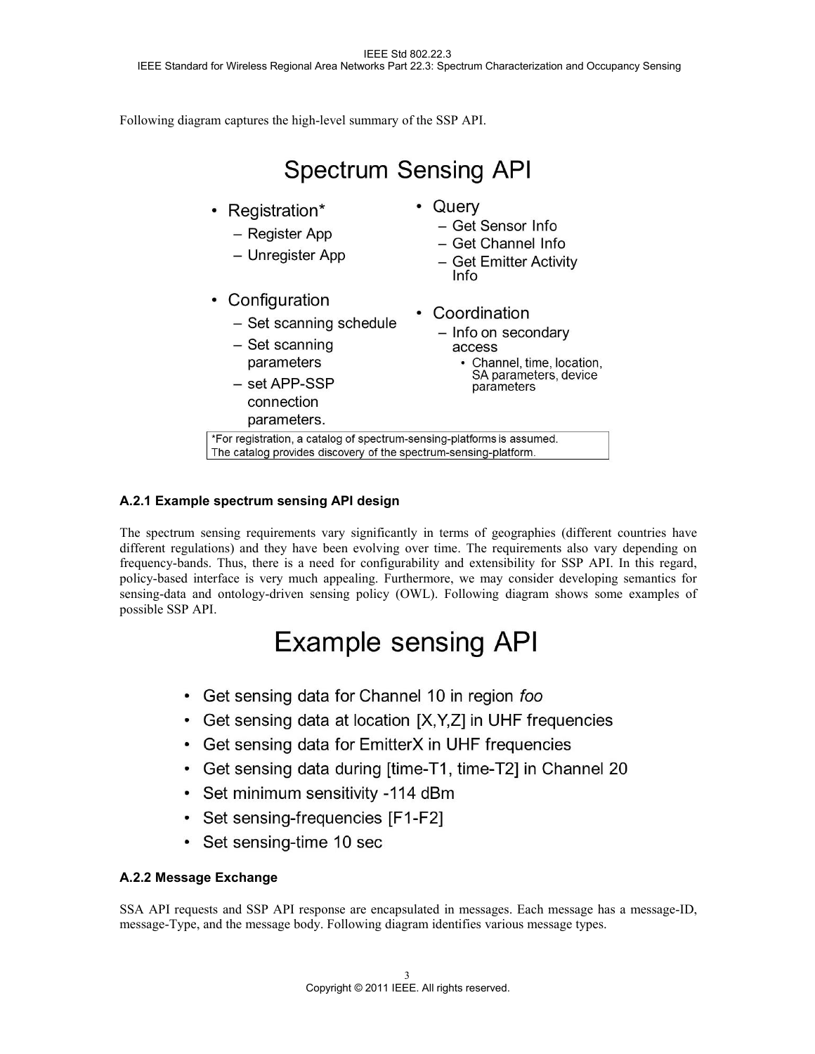Following diagram captures the high-level summary of the SSP API.

**Spectrum Sensing API**

- Registration*
  - Register App
  - Unregister App
- Query
  - Get Sensor Info
  - Get Channel Info
  - Get Emitter Activity Info
- Configuration
  - Set scanning schedule
  - Set scanning parameters
  - set APP-SSP connection parameters.
- Coordination
  - Info on secondary access
    - Channel, time, location, SA parameters, device parameters

*For registration, a catalog of spectrum-sensing-platforms is assumed. The catalog provides discovery of the spectrum-sensing-platform.

### A.2.1 Example spectrum sensing API design

The spectrum sensing requirements vary significantly in terms of geographies (different countries have different regulations) and they have been evolving over time. The requirements also vary depending on frequency-bands. Thus, there is a need for configurability and extensibility for SSP API. In this regard, policy-based interface is very much appealing. Furthermore, we may consider developing semantics for sensing-data and ontology-driven sensing policy (OWL). Following diagram shows some examples of possible SSP API.

**Example sensing API**

- Get sensing data for Channel 10 in region *foo*
- Get sensing data at location [X,Y,Z] in UHF frequencies
- Get sensing data for EmitterX in UHF frequencies
- Get sensing data during [time-T1, time-T2] in Channel 20
- Set minimum sensitivity -114 dBm
- Set sensing-frequencies [F1-F2]
- Set sensing-time 10 sec

### A.2.2 Message Exchange

SSA API requests and SSP API response are encapsulated in messages. Each message has a message-ID, message-Type, and the message body. Following diagram identifies various message types.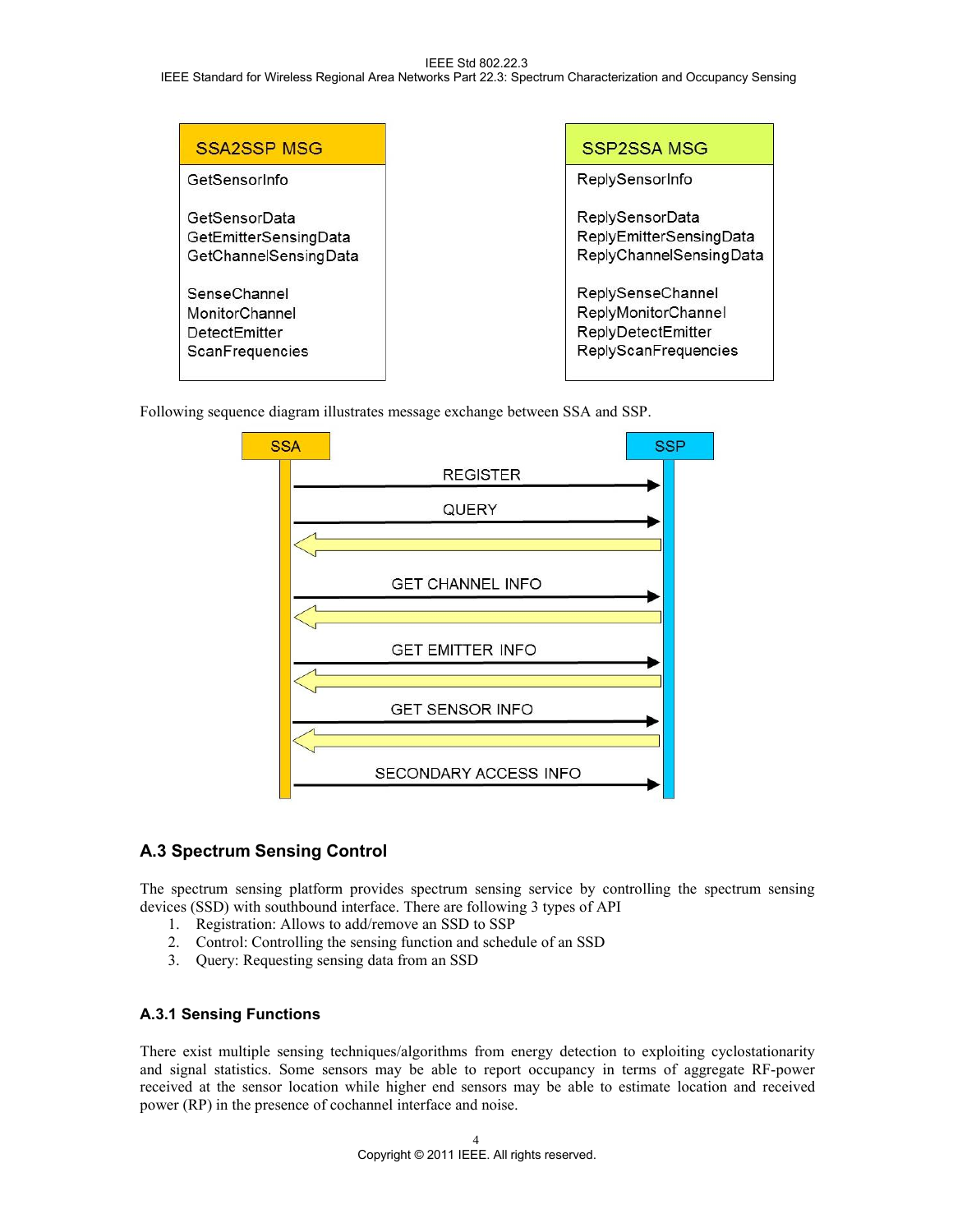| SSA2SSP MSG | SSP2SSA MSG |
| --- | --- |
| GetSensorInfo | ReplySensorInfo |
| GetSensorData | ReplySensorData |
| GetEmitterSensingData | ReplyEmitterSensingData |
| GetChannelSensingData | ReplyChannelSensingData |
| SenseChannel | ReplySenseChannel |
| MonitorChannel | ReplyMonitorChannel |
| DetectEmitter | ReplyDetectEmitter |
| ScanFrequencies | ReplyScanFrequencies |

Following sequence diagram illustrates message exchange between SSA and SSP.

SSA → SSP: REGISTER
SSA → SSP: QUERY
SSP → SSA
SSA → SSP: GET CHANNEL INFO
SSP → SSA
SSA → SSP: GET EMITTER INFO
SSP → SSA
SSA → SSP: GET SENSOR INFO
SSP → SSA
SSA → SSP: SECONDARY ACCESS INFO

## A.3 Spectrum Sensing Control

The spectrum sensing platform provides spectrum sensing service by controlling the spectrum sensing devices (SSD) with southbound interface. There are following 3 types of API

1. Registration: Allows to add/remove an SSD to SSP
2. Control: Controlling the sensing function and schedule of an SSD
3. Query: Requesting sensing data from an SSD

### A.3.1 Sensing Functions

There exist multiple sensing techniques/algorithms from energy detection to exploiting cyclostationarity and signal statistics. Some sensors may be able to report occupancy in terms of aggregate RF-power received at the sensor location while higher end sensors may be able to estimate location and received power (RP) in the presence of cochannel interface and noise.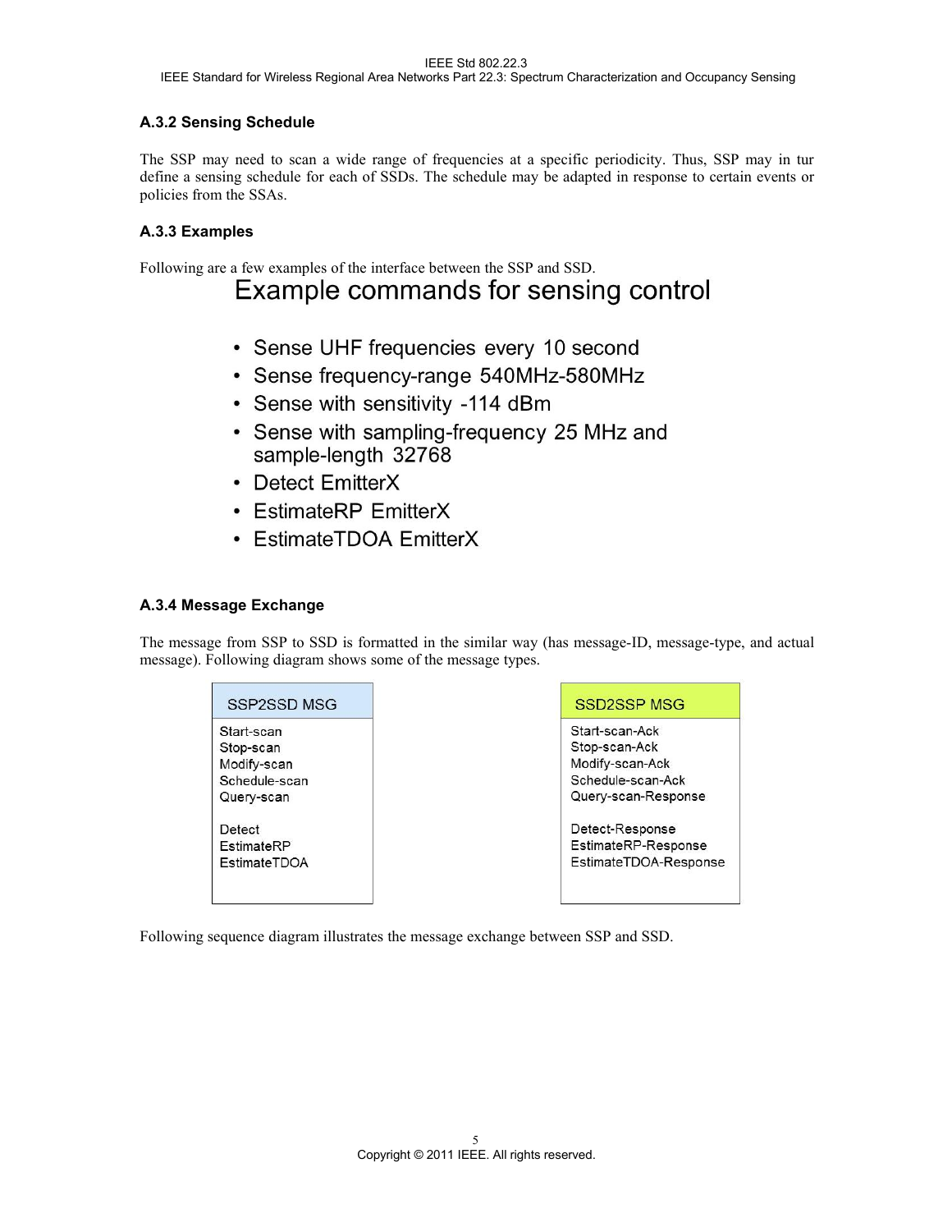### A.3.2 Sensing Schedule

The SSP may need to scan a wide range of frequencies at a specific periodicity. Thus, SSP may in tur define a sensing schedule for each of SSDs. The schedule may be adapted in response to certain events or policies from the SSAs.

### A.3.3 Examples

Following are a few examples of the interface between the SSP and SSD.

**Example commands for sensing control**

- Sense UHF frequencies every 10 second
- Sense frequency-range 540MHz-580MHz
- Sense with sensitivity -114 dBm
- Sense with sampling-frequency 25 MHz and sample-length 32768
- Detect EmitterX
- EstimateRP EmitterX
- EstimateTDOA EmitterX

### A.3.4 Message Exchange

The message from SSP to SSD is formatted in the similar way (has message-ID, message-type, and actual message). Following diagram shows some of the message types.

| SSP2SSD MSG | SSD2SSP MSG |
|---|---|
| Start-scan | Start-scan-Ack |
| Stop-scan | Stop-scan-Ack |
| Modify-scan | Modify-scan-Ack |
| Schedule-scan | Schedule-scan-Ack |
| Query-scan | Query-scan-Response |
| Detect | Detect-Response |
| EstimateRP | EstimateRP-Response |
| EstimateTDOA | EstimateTDOA-Response |

Following sequence diagram illustrates the message exchange between SSP and SSD.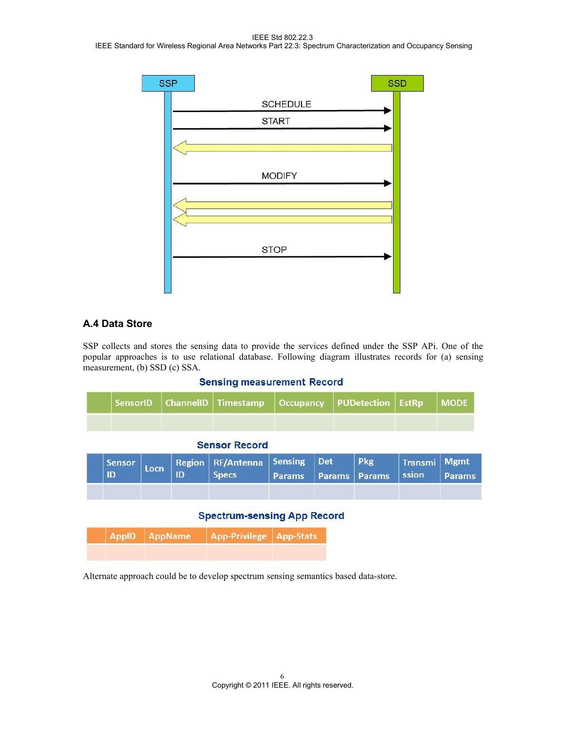SSP

SSD

SCHEDULE

START

MODIFY

STOP

## A.4 Data Store

SSP collects and stores the sensing data to provide the services defined under the SSP APi. One of the popular approaches is to use relational database. Following diagram illustrates records for (a) sensing measurement, (b) SSD (c) SSA.

**Sensing measurement Record**

| | SensorID | ChannelID | Timestamp | Occupancy | PUDetection | EstRp | MODE |
|---|---|---|---|---|---|---|---|
| | | | | | | | |

**Sensor Record**

| | Sensor ID | Locn | Region ID | RF/Antenna Specs | Sensing Params | Det Params | Pkg Params | Transmission | Mgmt Params |
|---|---|---|---|---|---|---|---|---|---|
| | | | | | | | | | |

**Spectrum-sensing App Record**

| | AppID | AppName | App-Privilege | App-Stats |
|---|---|---|---|---|
| | | | | |

Alternate approach could be to develop spectrum sensing semantics based data-store.